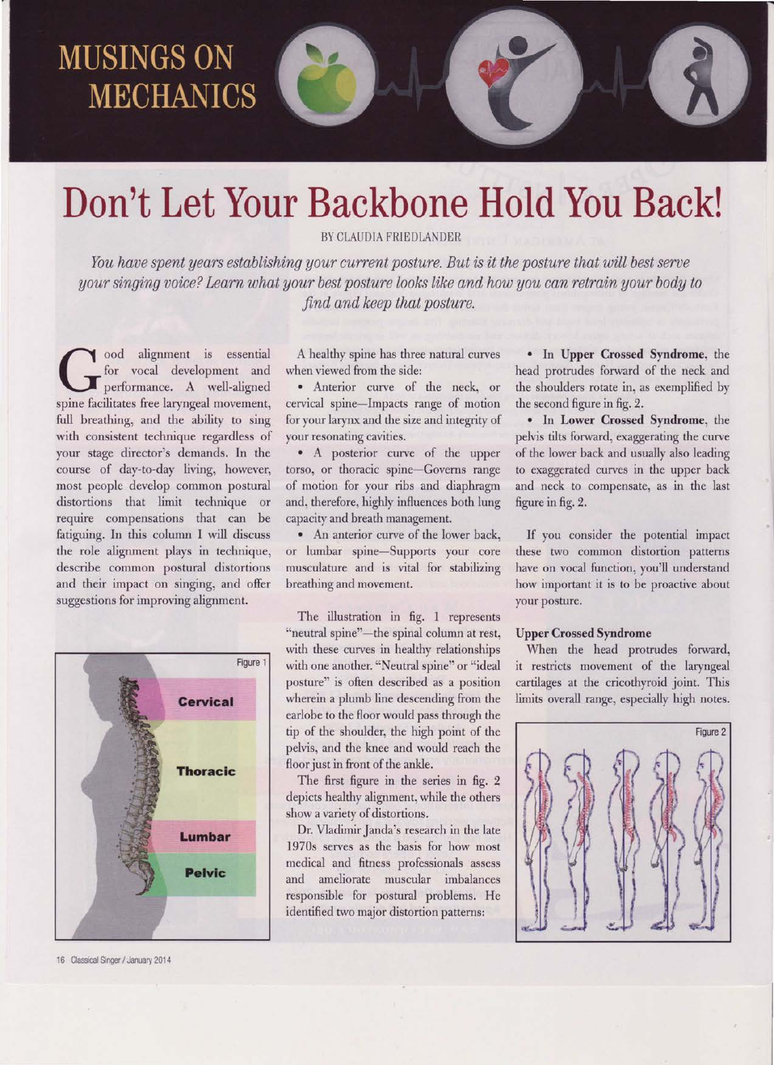# MUSINGS ON MECHANICS

# Don't Let Your Backbone Hold You Back!

BY CLAUDIA FRIEDLANDER

*You have spent years establishing your current posture. But is it the posture that will best serve your singing voice? Learn what your best posture looks like and how you can retrain your body to find and keep that posture.*

Good alignment is essential for vocal development and performance. A well-aligned spine facilitates free laryngeal movement, full breathing, and the ability to sing with consistent technique regardless of your stage director's demands. In the course of day-to-day living, however, most people develop common postural distortions that limit technique or require compensations that can be fatiguing. In this column I will discuss the role alignment plays in technique, describe common postural distortions and their impact on singing, and offer suggestions for improving alignment.

Figure 1

Cervical

Thoracic

Lumbar

Pelvic

A healthy spine has three natural curves when viewed from the side:

- Anterior curve of the neck, or cervical spine—Impacts range of motion for your larynx and the size and integrity of your resonating cavities.
- A posterior curve of the upper torso, or thoracic spine—Governs range of motion for your ribs and diaphragm and, therefore, highly influences both lung capacity and breath management.
- An anterior curve of the lower back, or lumbar spine—Supports your core musculature and is vital for stabilizing breathing and movement.

The illustration in fig. 1 represents "neutral spine"—the spinal column at rest, with these curves in healthy relationships with one another. "Neutral spine" or "ideal posture" is often described as a position wherein a plumb line descending from the earlobe to the floor would pass through the tip of the shoulder, the high point of the pelvis, and the knee and would reach the floor just in front of the ankle.

The first figure in the series in fig. 2 depicts healthy alignment, while the others show a variety of distortions.

Dr. Vladimir Janda's research in the late 1970s serves as the basis for how most medical and fitness professionals assess and ameliorate muscular imbalances responsible for postural problems. He identified two major distortion patterns:

- In **Upper Crossed Syndrome**, the head protrudes forward of the neck and the shoulders rotate in, as exemplified by the second figure in fig. 2.
- In **Lower Crossed Syndrome**, the pelvis tilts forward, exaggerating the curve of the lower back and usually also leading to exaggerated curves in the upper back and neck to compensate, as in the last figure in fig. 2.

If you consider the potential impact these two common distortion patterns have on vocal function, you'll understand how important it is to be proactive about your posture.

### Upper Crossed Syndrome

When the head protrudes forward, it restricts movement of the laryngeal cartilages at the cricothyroid joint. This limits overall range, especially high notes.

Figure 2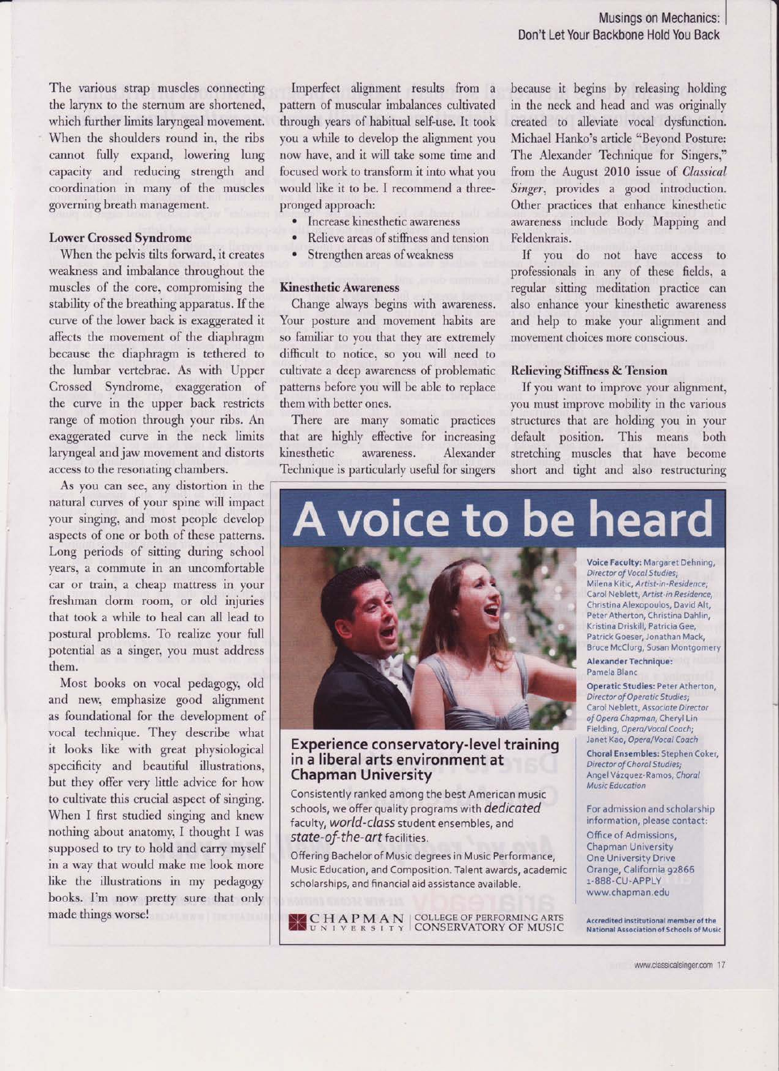The various strap muscles connecting the larynx to the sternum are shortened, which further limits laryngeal movement. When the shoulders round in, the ribs cannot fully expand, lowering lung capacity and reducing strength and coordination in many of the muscles governing breath management.

#### Lower Crossed Syndrome

When the pelvis tilts forward, it creates weakness and imbalance throughout the muscles of the core, compromising the stability of the breathing apparatus. If the curve of the lower back is exaggerated it affects the movement of the diaphragm because the diaphragm is tethered to the lumbar vertebrae. As with Upper Crossed Syndrome, exaggeration of the curve in the upper back restricts range of motion through your ribs. An exaggerated curve in the neck limits laryngeal and jaw movement and distorts access to the resonating chambers.

As you can see, any distortion in the natural curves of your spine will impact your singing, and most people develop aspects of one or both of these patterns. Long periods of sitting during school years, a commute in an uncomfortable car or train, a cheap mattress in your freshman dorm room, or old injuries that took a while to heal can all lead to postural problems. To realize your full potential as a singer, you must address them.

Most books on vocal pedagogy, old and new, emphasize good alignment as foundational for the development of vocal technique. They describe what it looks like with great physiological specificity and beautiful illustrations, but they offer very little advice for how to cultivate this crucial aspect of singing. When I first studied singing and knew nothing about anatomy, I thought I was supposed to try to hold and carry myself in a way that would make me look more like the illustrations in my pedagogy books. I'm now pretty sure that only made things worse!

Imperfect alignment results from a pattern of muscular imbalances cultivated through years of habitual self-use. It took you a while to develop the alignment you now have, and it will take some time and focused work to transform it into what you would like it to be. I recommend a three-pronged approach:

- Increase kinesthetic awareness
- Relieve areas of stiffness and tension
- Strengthen areas of weakness

#### Kinesthetic Awareness

Change always begins with awareness. Your posture and movement habits are so familiar to you that they are extremely difficult to notice, so you will need to cultivate a deep awareness of problematic patterns before you will be able to replace them with better ones.

There are many somatic practices that are highly effective for increasing kinesthetic awareness. Alexander Technique is particularly useful for singers because it begins by releasing holding in the neck and head and was originally created to alleviate vocal dysfunction. Michael Hanko's article "Beyond Posture: The Alexander Technique for Singers," from the August 2010 issue of *Classical Singer*, provides a good introduction. Other practices that enhance kinesthetic awareness include Body Mapping and Feldenkrais.

If you do not have access to professionals in any of these fields, a regular sitting meditation practice can also enhance your kinesthetic awareness and help to make your alignment and movement choices more conscious.

#### Relieving Stiffness & Tension

If you want to improve your alignment, you must improve mobility in the various structures that are holding you in your default position. This means both stretching muscles that have become short and tight and also restructuring

---

# A voice to be heard

### Experience conservatory-level training in a liberal arts environment at Chapman University

Consistently ranked among the best American music schools, we offer quality programs with *dedicated* faculty, *world-class* student ensembles, and *state-of-the-art* facilities.

Offering Bachelor of Music degrees in Music Performance, Music Education, and Composition. Talent awards, academic scholarships, and financial aid assistance available.

**Voice Faculty:** Margaret Dehning, *Director of Vocal Studies*; Milena Kitic, *Artist-in-Residence*; Carol Neblett, *Artist-in Residence*; Christina Alexopoulos, David Alt, Peter Atherton, Christina Dahlin, Kristina Driskill, Patricia Gee, Patrick Goeser, Jonathan Mack, Bruce McClurg, Susan Montgomery

**Alexander Technique:** Pamela Blanc

**Operatic Studies:** Peter Atherton, *Director of Operatic Studies*; Carol Neblett, *Associate Director of Opera Chapman*, Cheryl Lin Fielding, *Opera/Vocal Coach*; Janet Kao, *Opera/Vocal Coach*

**Choral Ensembles:** Stephen Coker, *Director of Choral Studies*; Angel Vázquez-Ramos, *Choral Music Education*

For admission and scholarship information, please contact:

Office of Admissions,
Chapman University
One University Drive
Orange, California 92866
1-888-CU-APPLY
www.chapman.edu

CHAPMAN UNIVERSITY | COLLEGE OF PERFORMING ARTS CONSERVATORY OF MUSIC

Accredited institutional member of the National Association of Schools of Music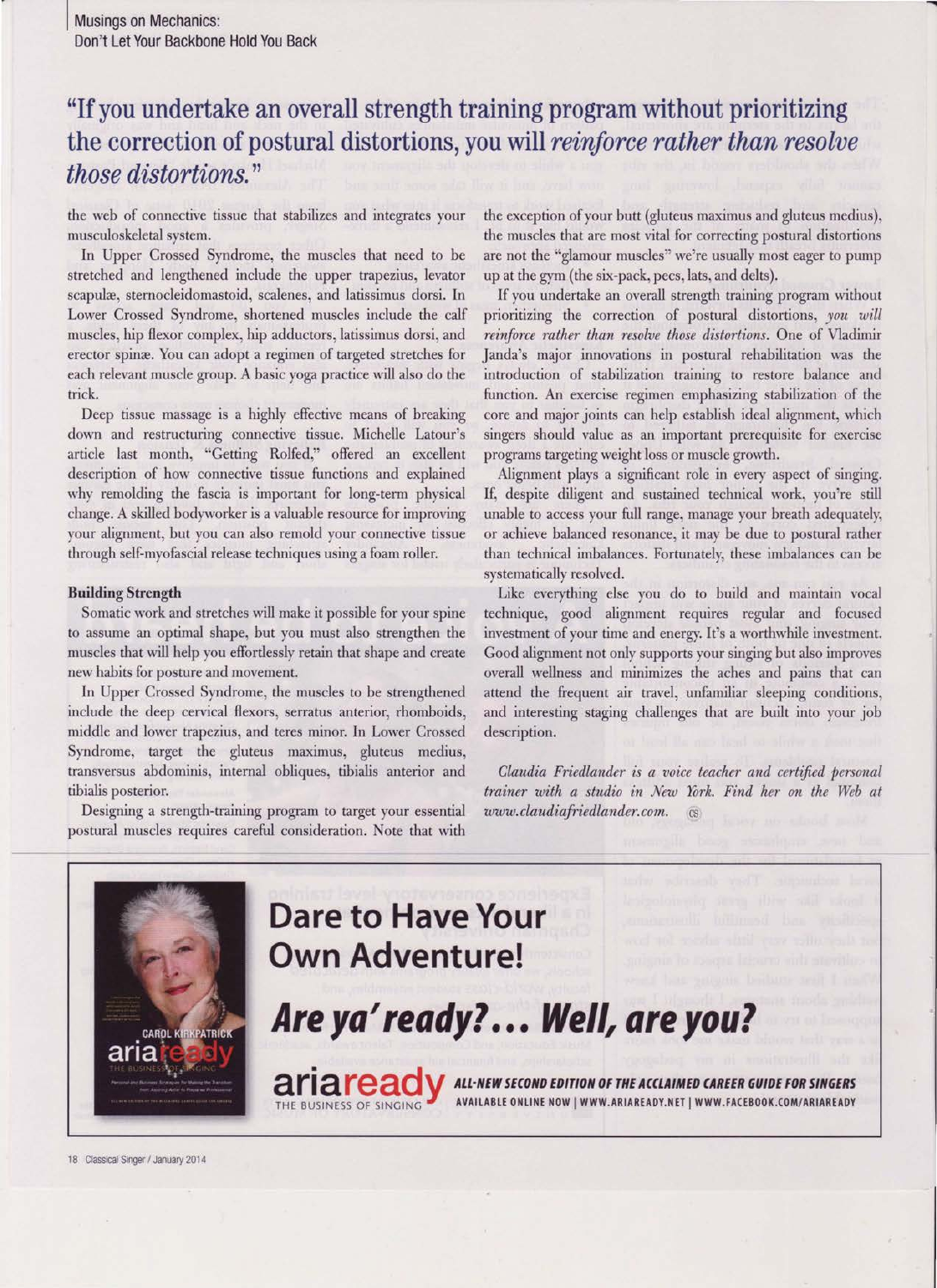> "If you undertake an overall strength training program without prioritizing the correction of postural distortions, you will *reinforce rather than resolve those distortions.*"

the web of connective tissue that stabilizes and integrates your musculoskeletal system.

In Upper Crossed Syndrome, the muscles that need to be stretched and lengthened include the upper trapezius, levator scapulæ, sternocleidomastoid, scalenes, and latissimus dorsi. In Lower Crossed Syndrome, shortened muscles include the calf muscles, hip flexor complex, hip adductors, latissimus dorsi, and erector spinæ. You can adopt a regimen of targeted stretches for each relevant muscle group. A basic yoga practice will also do the trick.

Deep tissue massage is a highly effective means of breaking down and restructuring connective tissue. Michelle Latour's article last month, "Getting Rolfed," offered an excellent description of how connective tissue functions and explained why remolding the fascia is important for long-term physical change. A skilled bodyworker is a valuable resource for improving your alignment, but you can also remold your connective tissue through self-myofascial release techniques using a foam roller.

## Building Strength

Somatic work and stretches will make it possible for your spine to assume an optimal shape, but you must also strengthen the muscles that will help you effortlessly retain that shape and create new habits for posture and movement.

In Upper Crossed Syndrome, the muscles to be strengthened include the deep cervical flexors, serratus anterior, rhomboids, middle and lower trapezius, and teres minor. In Lower Crossed Syndrome, target the gluteus maximus, gluteus medius, transversus abdominis, internal obliques, tibialis anterior and tibialis posterior.

Designing a strength-training program to target your essential postural muscles requires careful consideration. Note that with the exception of your butt (gluteus maximus and gluteus medius), the muscles that are most vital for correcting postural distortions are not the "glamour muscles" we're usually most eager to pump up at the gym (the six-pack, pecs, lats, and delts).

If you undertake an overall strength training program without prioritizing the correction of postural distortions, *you will reinforce rather than resolve those distortions.* One of Vladimir Janda's major innovations in postural rehabilitation was the introduction of stabilization training to restore balance and function. An exercise regimen emphasizing stabilization of the core and major joints can help establish ideal alignment, which singers should value as an important prerequisite for exercise programs targeting weight loss or muscle growth.

Alignment plays a significant role in every aspect of singing. If, despite diligent and sustained technical work, you're still unable to access your full range, manage your breath adequately, or achieve balanced resonance, it may be due to postural rather than technical imbalances. Fortunately, these imbalances can be systematically resolved.

Like everything else you do to build and maintain vocal technique, good alignment requires regular and focused investment of your time and energy. It's a worthwhile investment. Good alignment not only supports your singing but also improves overall wellness and minimizes the aches and pains that can attend the frequent air travel, unfamiliar sleeping conditions, and interesting staging challenges that are built into your job description.

*Claudia Friedlander is a voice teacher and certified personal trainer with a studio in New York. Find her on the Web at www.claudiafriedlander.com.*

---

CAROL KIRKPATRICK
aria ready
THE BUSINESS OF SINGING

## Dare to Have Your Own Adventure!

## *Are ya' ready?... Well, are you?*

ariaready THE BUSINESS OF SINGING

ALL-NEW SECOND EDITION OF THE ACCLAIMED CAREER GUIDE FOR SINGERS
AVAILABLE ONLINE NOW | WWW.ARIAREADY.NET | WWW.FACEBOOK.COM/ARIAREADY